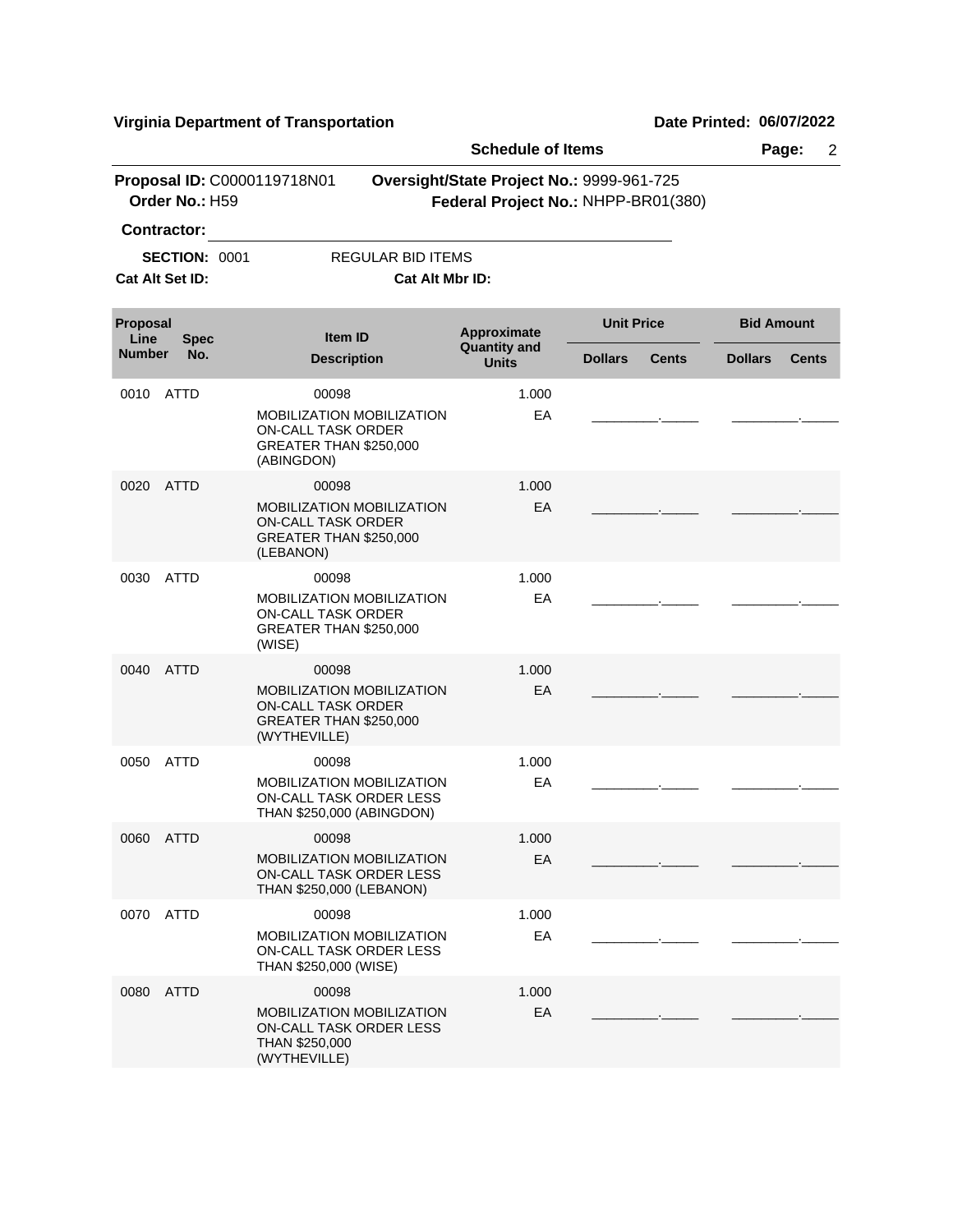**Virginia Department of Transportation** **Date Printed: 06/07/2022**

**Schedule of Items**

**Proposal ID:** C0000119718N01 **Oversight/State Project No.:** 9999-961-725

**Order No.:** H59 **Federal Project No.:** NHPP-BR01(380)

**Contractor:** ______________________________

**SECTION:** 0001 REGULAR BID ITEMS

**Cat Alt Set ID:** **Cat Alt Mbr ID:**

| Proposal Line Number | Spec No. | Item ID / Description | Approximate Quantity and Units | Unit Price Dollars | Unit Price Cents | Bid Amount Dollars | Bid Amount Cents |
|---|---|---|---|---|---|---|---|
| 0010 | ATTD | 00098 MOBILIZATION MOBILIZATION ON-CALL TASK ORDER GREATER THAN $250,000 (ABINGDON) | 1.000 EA | _________ | _____ | _________ | _____ |
| 0020 | ATTD | 00098 MOBILIZATION MOBILIZATION ON-CALL TASK ORDER GREATER THAN $250,000 (LEBANON) | 1.000 EA | _________ | _____ | _________ | _____ |
| 0030 | ATTD | 00098 MOBILIZATION MOBILIZATION ON-CALL TASK ORDER GREATER THAN $250,000 (WISE) | 1.000 EA | _________ | _____ | _________ | _____ |
| 0040 | ATTD | 00098 MOBILIZATION MOBILIZATION ON-CALL TASK ORDER GREATER THAN $250,000 (WYTHEVILLE) | 1.000 EA | _________ | _____ | _________ | _____ |
| 0050 | ATTD | 00098 MOBILIZATION MOBILIZATION ON-CALL TASK ORDER LESS THAN $250,000 (ABINGDON) | 1.000 EA | _________ | _____ | _________ | _____ |
| 0060 | ATTD | 00098 MOBILIZATION MOBILIZATION ON-CALL TASK ORDER LESS THAN $250,000 (LEBANON) | 1.000 EA | _________ | _____ | _________ | _____ |
| 0070 | ATTD | 00098 MOBILIZATION MOBILIZATION ON-CALL TASK ORDER LESS THAN $250,000 (WISE) | 1.000 EA | _________ | _____ | _________ | _____ |
| 0080 | ATTD | 00098 MOBILIZATION MOBILIZATION ON-CALL TASK ORDER LESS THAN $250,000 (WYTHEVILLE) | 1.000 EA | _________ | _____ | _________ | _____ |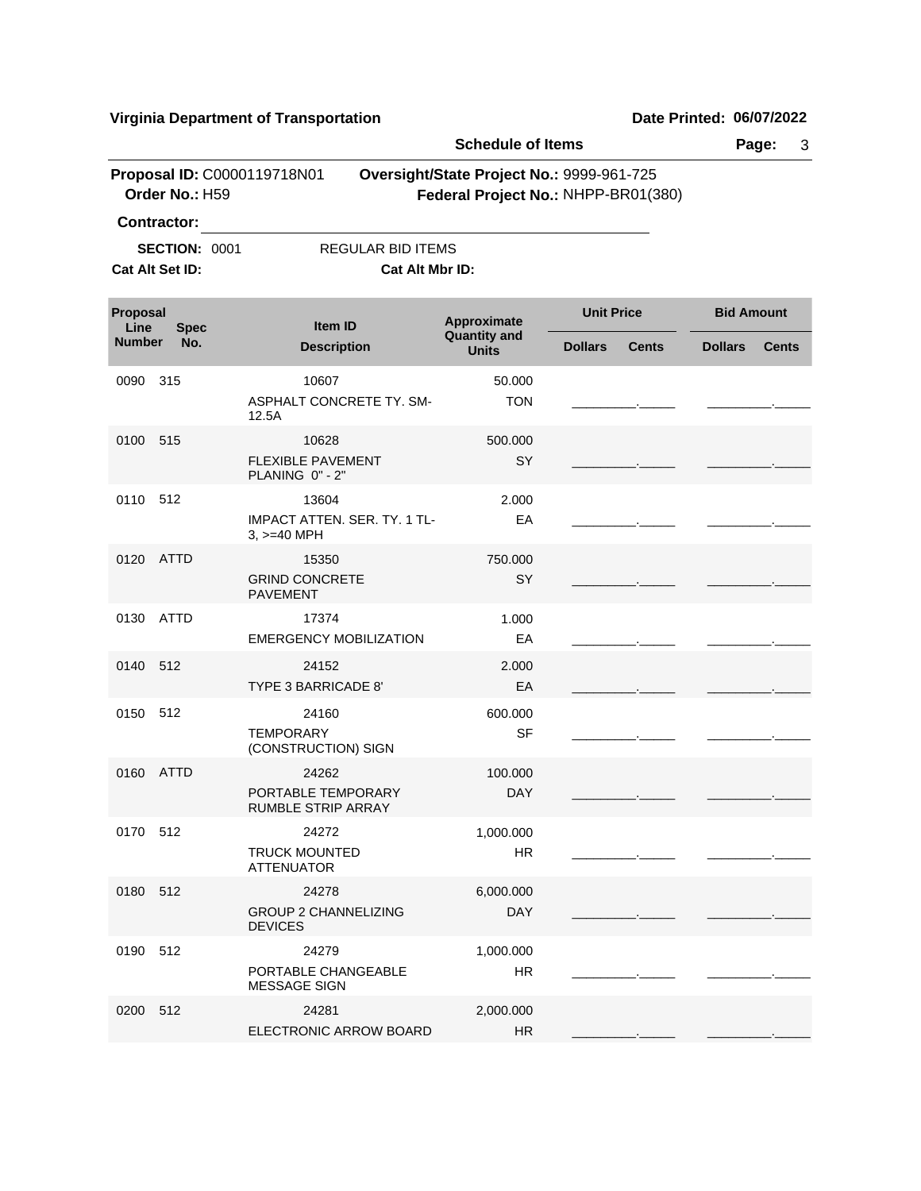**Virginia Department of Transportation** **Date Printed: 06/07/2022**

**Schedule of Items**

**Proposal ID:** C0000119718N01 **Oversight/State Project No.:** 9999-961-725
**Order No.:** H59 **Federal Project No.:** NHPP-BR01(380)

**Contractor:** ______________________________

**SECTION:** 0001 REGULAR BID ITEMS

**Cat Alt Set ID:** **Cat Alt Mbr ID:**

| Proposal Line Number | Spec No. | Item ID / Description | Approximate Quantity and Units | Unit Price Dollars | Unit Price Cents | Bid Amount Dollars | Bid Amount Cents |
|---|---|---|---|---|---|---|---|
| 0090 | 315 | 10607<br>ASPHALT CONCRETE TY. SM-12.5A | 50.000<br>TON | | | | |
| 0100 | 515 | 10628<br>FLEXIBLE PAVEMENT PLANING 0" - 2" | 500.000<br>SY | | | | |
| 0110 | 512 | 13604<br>IMPACT ATTEN. SER. TY. 1 TL-3, >=40 MPH | 2.000<br>EA | | | | |
| 0120 | ATTD | 15350<br>GRIND CONCRETE PAVEMENT | 750.000<br>SY | | | | |
| 0130 | ATTD | 17374<br>EMERGENCY MOBILIZATION | 1.000<br>EA | | | | |
| 0140 | 512 | 24152<br>TYPE 3 BARRICADE 8' | 2.000<br>EA | | | | |
| 0150 | 512 | 24160<br>TEMPORARY (CONSTRUCTION) SIGN | 600.000<br>SF | | | | |
| 0160 | ATTD | 24262<br>PORTABLE TEMPORARY RUMBLE STRIP ARRAY | 100.000<br>DAY | | | | |
| 0170 | 512 | 24272<br>TRUCK MOUNTED ATTENUATOR | 1,000.000<br>HR | | | | |
| 0180 | 512 | 24278<br>GROUP 2 CHANNELIZING DEVICES | 6,000.000<br>DAY | | | | |
| 0190 | 512 | 24279<br>PORTABLE CHANGEABLE MESSAGE SIGN | 1,000.000<br>HR | | | | |
| 0200 | 512 | 24281<br>ELECTRONIC ARROW BOARD | 2,000.000<br>HR | | | | |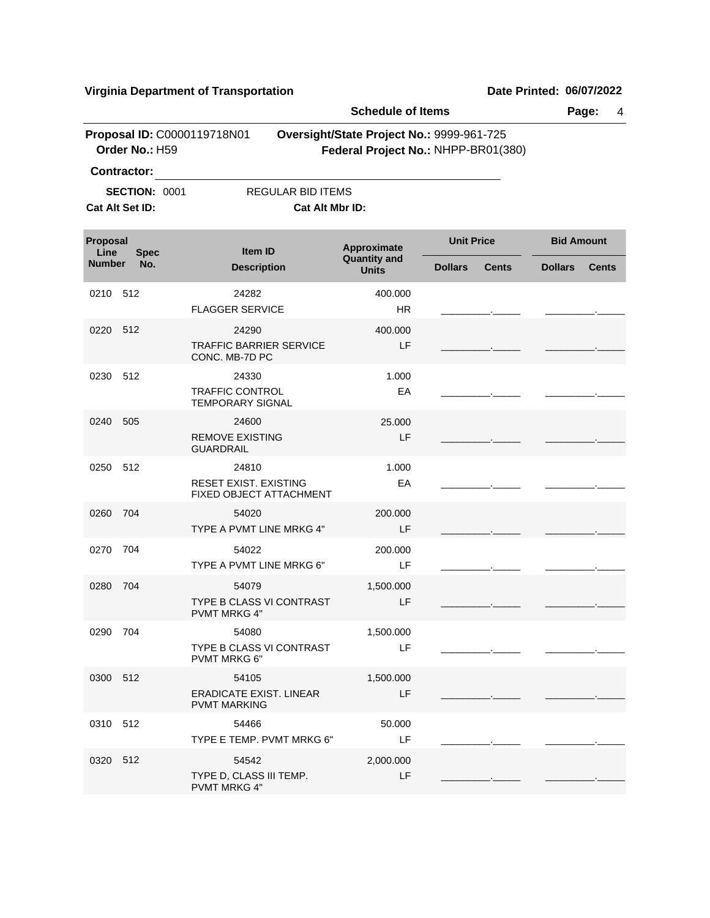**Virginia Department of Transportation** | **Date Printed: 06/07/2022**

**Schedule of Items**

**Proposal ID:** C0000119718N01 **Oversight/State Project No.:** 9999-961-725
**Order No.:** H59 **Federal Project No.:** NHPP-BR01(380)

**Contractor:** ______________________________

**SECTION:** 0001 REGULAR BID ITEMS

**Cat Alt Set ID:** **Cat Alt Mbr ID:**

| Proposal Line Number | Spec No. | Item ID / Description | Approximate Quantity and Units | Unit Price Dollars | Unit Price Cents | Bid Amount Dollars | Bid Amount Cents |
|---|---|---|---|---|---|---|---|
| 0210 | 512 | 24282<br>FLAGGER SERVICE | 400.000<br>HR | | | | |
| 0220 | 512 | 24290<br>TRAFFIC BARRIER SERVICE CONC. MB-7D PC | 400.000<br>LF | | | | |
| 0230 | 512 | 24330<br>TRAFFIC CONTROL TEMPORARY SIGNAL | 1.000<br>EA | | | | |
| 0240 | 505 | 24600<br>REMOVE EXISTING GUARDRAIL | 25.000<br>LF | | | | |
| 0250 | 512 | 24810<br>RESET EXIST. EXISTING FIXED OBJECT ATTACHMENT | 1.000<br>EA | | | | |
| 0260 | 704 | 54020<br>TYPE A PVMT LINE MRKG 4" | 200.000<br>LF | | | | |
| 0270 | 704 | 54022<br>TYPE A PVMT LINE MRKG 6" | 200.000<br>LF | | | | |
| 0280 | 704 | 54079<br>TYPE B CLASS VI CONTRAST PVMT MRKG 4" | 1,500.000<br>LF | | | | |
| 0290 | 704 | 54080<br>TYPE B CLASS VI CONTRAST PVMT MRKG 6" | 1,500.000<br>LF | | | | |
| 0300 | 512 | 54105<br>ERADICATE EXIST. LINEAR PVMT MARKING | 1,500.000<br>LF | | | | |
| 0310 | 512 | 54466<br>TYPE E TEMP. PVMT MRKG 6" | 50.000<br>LF | | | | |
| 0320 | 512 | 54542<br>TYPE D, CLASS III TEMP. PVMT MRKG 4" | 2,000.000<br>LF | | | | |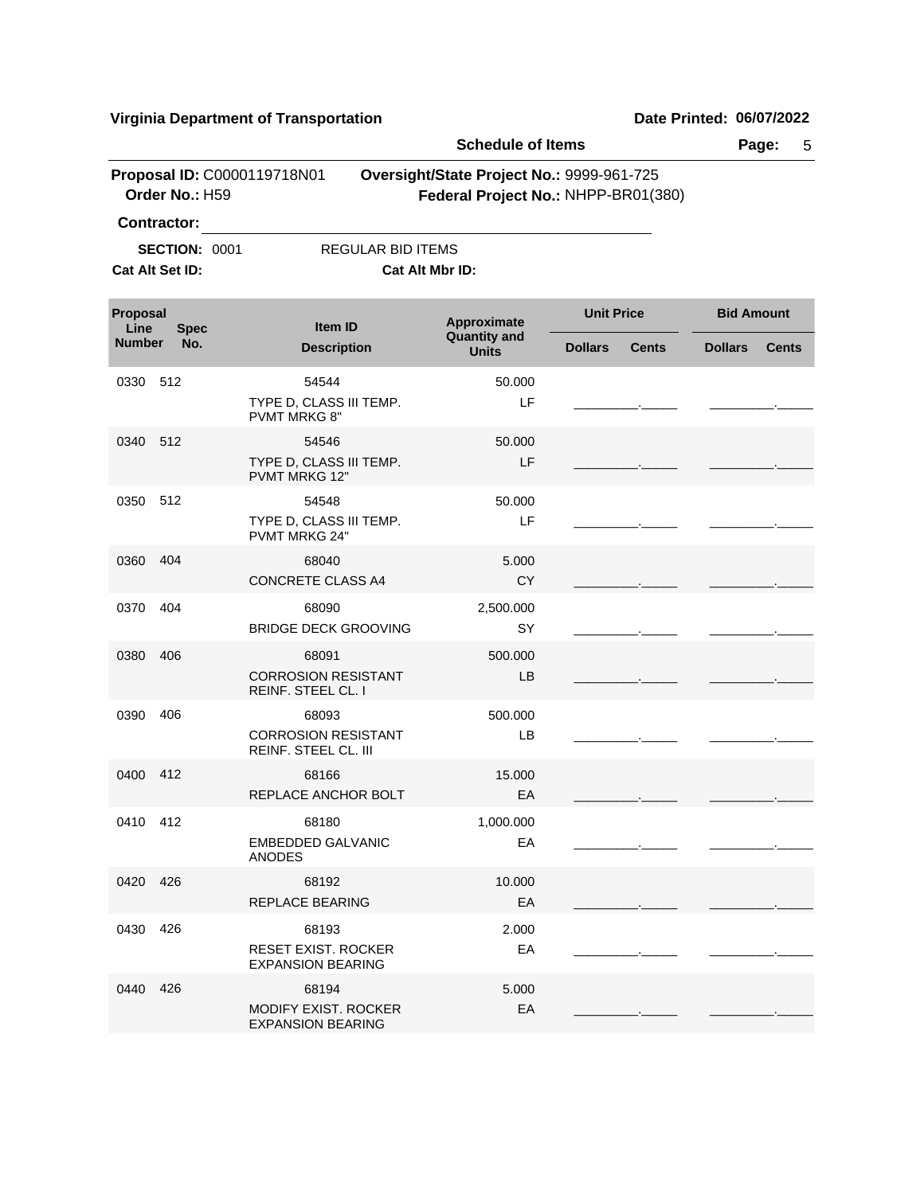**Virginia Department of Transportation** **Date Printed: 06/07/2022**

**Schedule of Items**

**Proposal ID:** C0000119718N01 **Oversight/State Project No.:** 9999-961-725
**Order No.:** H59 **Federal Project No.:** NHPP-BR01(380)

**Contractor:** ______________________________

**SECTION:** 0001 REGULAR BID ITEMS
**Cat Alt Set ID:** **Cat Alt Mbr ID:**

| Proposal Line Number | Spec No. | Item ID / Description | Approximate Quantity and Units | Unit Price Dollars | Unit Price Cents | Bid Amount Dollars | Bid Amount Cents |
|---|---|---|---|---|---|---|---|
| 0330 | 512 | 54544<br>TYPE D, CLASS III TEMP. PVMT MRKG 8" | 50.000<br>LF | | | | |
| 0340 | 512 | 54546<br>TYPE D, CLASS III TEMP. PVMT MRKG 12" | 50.000<br>LF | | | | |
| 0350 | 512 | 54548<br>TYPE D, CLASS III TEMP. PVMT MRKG 24" | 50.000<br>LF | | | | |
| 0360 | 404 | 68040<br>CONCRETE CLASS A4 | 5.000<br>CY | | | | |
| 0370 | 404 | 68090<br>BRIDGE DECK GROOVING | 2,500.000<br>SY | | | | |
| 0380 | 406 | 68091<br>CORROSION RESISTANT REINF. STEEL CL. I | 500.000<br>LB | | | | |
| 0390 | 406 | 68093<br>CORROSION RESISTANT REINF. STEEL CL. III | 500.000<br>LB | | | | |
| 0400 | 412 | 68166<br>REPLACE ANCHOR BOLT | 15.000<br>EA | | | | |
| 0410 | 412 | 68180<br>EMBEDDED GALVANIC ANODES | 1,000.000<br>EA | | | | |
| 0420 | 426 | 68192<br>REPLACE BEARING | 10.000<br>EA | | | | |
| 0430 | 426 | 68193<br>RESET EXIST. ROCKER EXPANSION BEARING | 2.000<br>EA | | | | |
| 0440 | 426 | 68194<br>MODIFY EXIST. ROCKER EXPANSION BEARING | 5.000<br>EA | | | | |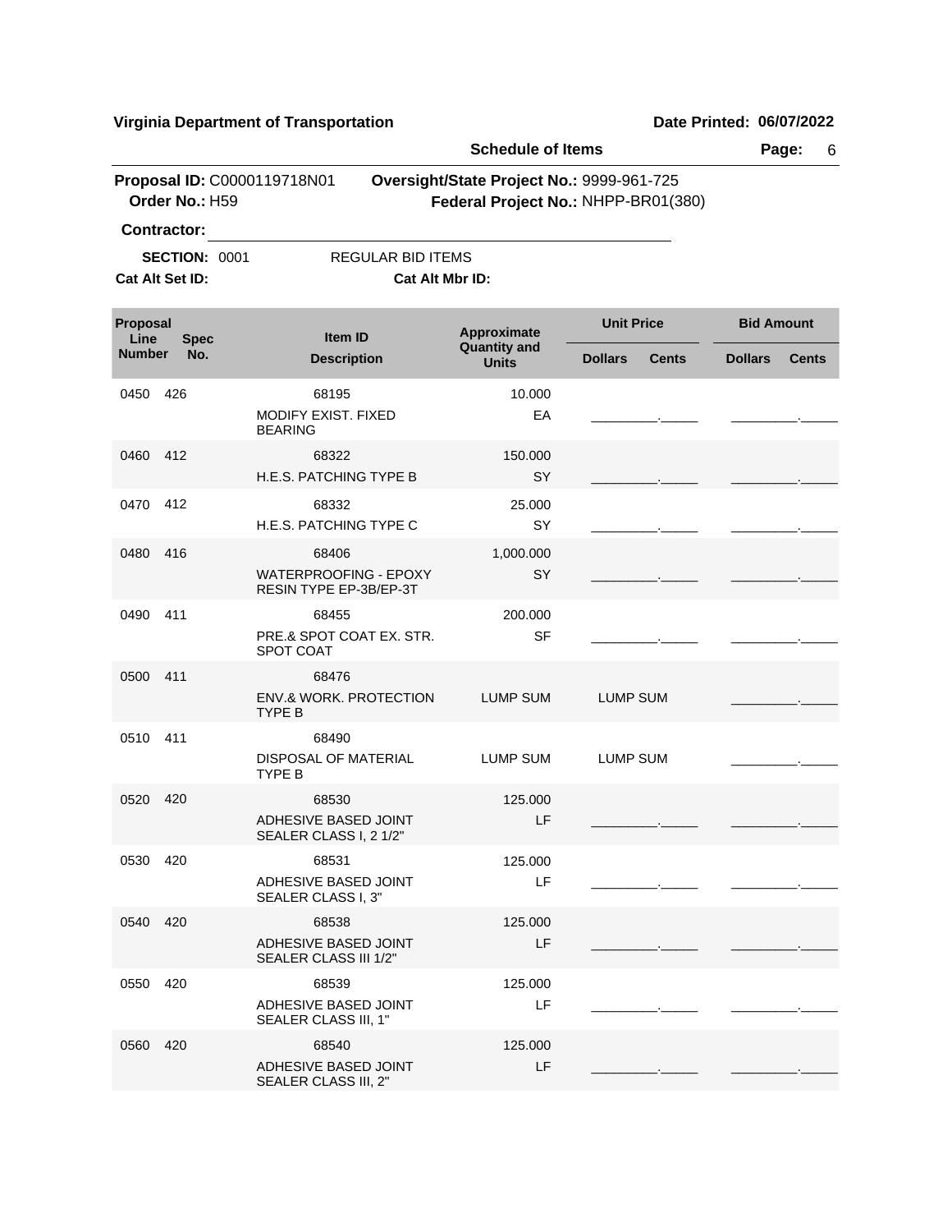**Virginia Department of Transportation** **Date Printed: 06/07/2022**

**Schedule of Items**

**Proposal ID:** C0000119718N01 **Oversight/State Project No.:** 9999-961-725
**Order No.:** H59 **Federal Project No.:** NHPP-BR01(380)

**Contractor:** ____________________________

**SECTION:** 0001 REGULAR BID ITEMS
**Cat Alt Set ID:** **Cat Alt Mbr ID:**

| Proposal Line Number | Spec No. | Item ID / Description | Approximate Quantity and Units | Unit Price Dollars | Unit Price Cents | Bid Amount Dollars | Bid Amount Cents |
|---|---|---|---|---|---|---|---|
| 0450 | 426 | 68195 MODIFY EXIST. FIXED BEARING | 10.000 EA | ________ | _____ | ________ | _____ |
| 0460 | 412 | 68322 H.E.S. PATCHING TYPE B | 150.000 SY | ________ | _____ | ________ | _____ |
| 0470 | 412 | 68332 H.E.S. PATCHING TYPE C | 25.000 SY | ________ | _____ | ________ | _____ |
| 0480 | 416 | 68406 WATERPROOFING - EPOXY RESIN TYPE EP-3B/EP-3T | 1,000.000 SY | ________ | _____ | ________ | _____ |
| 0490 | 411 | 68455 PRE.& SPOT COAT EX. STR. SPOT COAT | 200.000 SF | ________ | _____ | ________ | _____ |
| 0500 | 411 | 68476 ENV.& WORK. PROTECTION TYPE B | LUMP SUM | LUMP SUM | | ________ | _____ |
| 0510 | 411 | 68490 DISPOSAL OF MATERIAL TYPE B | LUMP SUM | LUMP SUM | | ________ | _____ |
| 0520 | 420 | 68530 ADHESIVE BASED JOINT SEALER CLASS I, 2 1/2" | 125.000 LF | ________ | _____ | ________ | _____ |
| 0530 | 420 | 68531 ADHESIVE BASED JOINT SEALER CLASS I, 3" | 125.000 LF | ________ | _____ | ________ | _____ |
| 0540 | 420 | 68538 ADHESIVE BASED JOINT SEALER CLASS III 1/2" | 125.000 LF | ________ | _____ | ________ | _____ |
| 0550 | 420 | 68539 ADHESIVE BASED JOINT SEALER CLASS III, 1" | 125.000 LF | ________ | _____ | ________ | _____ |
| 0560 | 420 | 68540 ADHESIVE BASED JOINT SEALER CLASS III, 2" | 125.000 LF | ________ | _____ | ________ | _____ |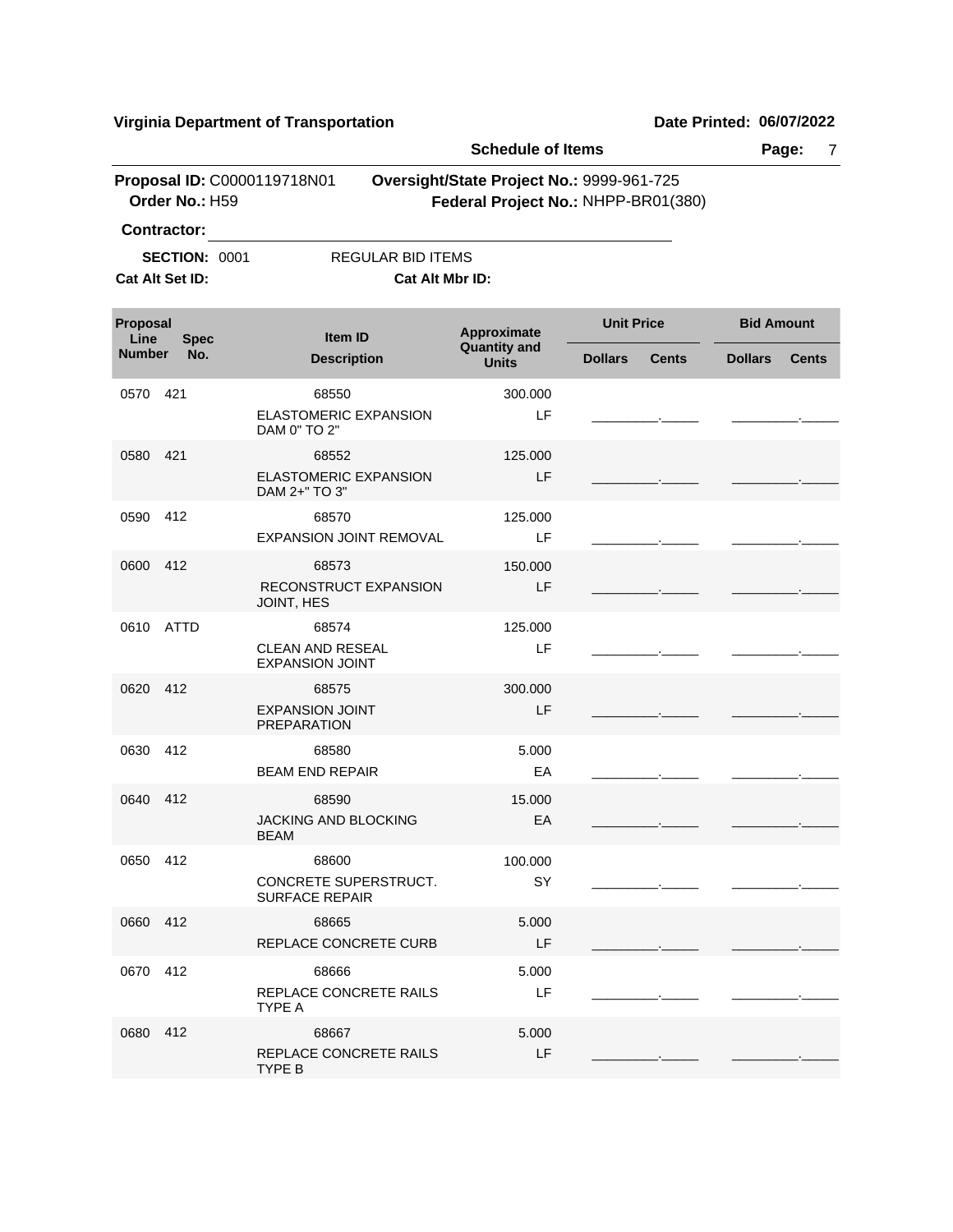**Virginia Department of Transportation** **Date Printed: 06/07/2022**

**Schedule of Items**

**Proposal ID:** C0000119718N01 **Oversight/State Project No.:** 9999-961-725
**Order No.:** H59 **Federal Project No.:** NHPP-BR01(380)

**Contractor:** ______________________________

**SECTION:** 0001 REGULAR BID ITEMS

**Cat Alt Set ID:** **Cat Alt Mbr ID:**

| Proposal Line Number | Spec No. | Item ID / Description | Approximate Quantity and Units | Unit Price Dollars | Unit Price Cents | Bid Amount Dollars | Bid Amount Cents |
|---|---|---|---|---|---|---|---|
| 0570 | 421 | 68550 ELASTOMERIC EXPANSION DAM 0" TO 2" | 300.000 LF | | | | |
| 0580 | 421 | 68552 ELASTOMERIC EXPANSION DAM 2+" TO 3" | 125.000 LF | | | | |
| 0590 | 412 | 68570 EXPANSION JOINT REMOVAL | 125.000 LF | | | | |
| 0600 | 412 | 68573 RECONSTRUCT EXPANSION JOINT, HES | 150.000 LF | | | | |
| 0610 | ATTD | 68574 CLEAN AND RESEAL EXPANSION JOINT | 125.000 LF | | | | |
| 0620 | 412 | 68575 EXPANSION JOINT PREPARATION | 300.000 LF | | | | |
| 0630 | 412 | 68580 BEAM END REPAIR | 5.000 EA | | | | |
| 0640 | 412 | 68590 JACKING AND BLOCKING BEAM | 15.000 EA | | | | |
| 0650 | 412 | 68600 CONCRETE SUPERSTRUCT. SURFACE REPAIR | 100.000 SY | | | | |
| 0660 | 412 | 68665 REPLACE CONCRETE CURB | 5.000 LF | | | | |
| 0670 | 412 | 68666 REPLACE CONCRETE RAILS TYPE A | 5.000 LF | | | | |
| 0680 | 412 | 68667 REPLACE CONCRETE RAILS TYPE B | 5.000 LF | | | | |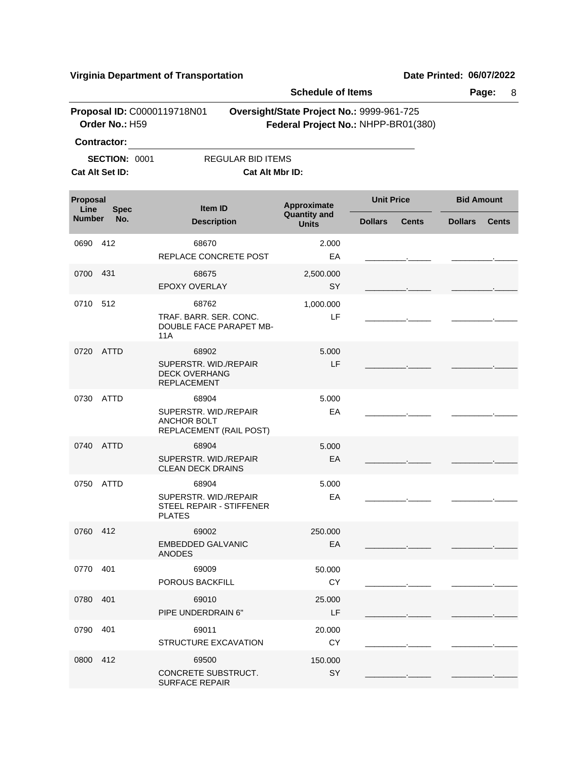**Virginia Department of Transportation** **Date Printed: 06/07/2022**

**Schedule of Items**

**Proposal ID:** C0000119718N01 **Oversight/State Project No.:** 9999-961-725
**Order No.:** H59 **Federal Project No.:** NHPP-BR01(380)

**Contractor:** ______________________________

**SECTION:** 0001 REGULAR BID ITEMS

**Cat Alt Set ID:** **Cat Alt Mbr ID:**

| Proposal Line Number | Spec No. | Item ID / Description | Approximate Quantity and Units | Unit Price Dollars | Unit Price Cents | Bid Amount Dollars | Bid Amount Cents |
|---|---|---|---|---|---|---|---|
| 0690 | 412 | 68670<br>REPLACE CONCRETE POST | 2.000<br>EA | ________ | _____ | ________ | _____ |
| 0700 | 431 | 68675<br>EPOXY OVERLAY | 2,500.000<br>SY | ________ | _____ | ________ | _____ |
| 0710 | 512 | 68762<br>TRAF. BARR. SER. CONC. DOUBLE FACE PARAPET MB-11A | 1,000.000<br>LF | ________ | _____ | ________ | _____ |
| 0720 | ATTD | 68902<br>SUPERSTR. WID./REPAIR DECK OVERHANG REPLACEMENT | 5.000<br>LF | ________ | _____ | ________ | _____ |
| 0730 | ATTD | 68904<br>SUPERSTR. WID./REPAIR ANCHOR BOLT REPLACEMENT (RAIL POST) | 5.000<br>EA | ________ | _____ | ________ | _____ |
| 0740 | ATTD | 68904<br>SUPERSTR. WID./REPAIR CLEAN DECK DRAINS | 5.000<br>EA | ________ | _____ | ________ | _____ |
| 0750 | ATTD | 68904<br>SUPERSTR. WID./REPAIR STEEL REPAIR - STIFFENER PLATES | 5.000<br>EA | ________ | _____ | ________ | _____ |
| 0760 | 412 | 69002<br>EMBEDDED GALVANIC ANODES | 250.000<br>EA | ________ | _____ | ________ | _____ |
| 0770 | 401 | 69009<br>POROUS BACKFILL | 50.000<br>CY | ________ | _____ | ________ | _____ |
| 0780 | 401 | 69010<br>PIPE UNDERDRAIN 6" | 25.000<br>LF | ________ | _____ | ________ | _____ |
| 0790 | 401 | 69011<br>STRUCTURE EXCAVATION | 20.000<br>CY | ________ | _____ | ________ | _____ |
| 0800 | 412 | 69500<br>CONCRETE SUBSTRUCT. SURFACE REPAIR | 150.000<br>SY | ________ | _____ | ________ | _____ |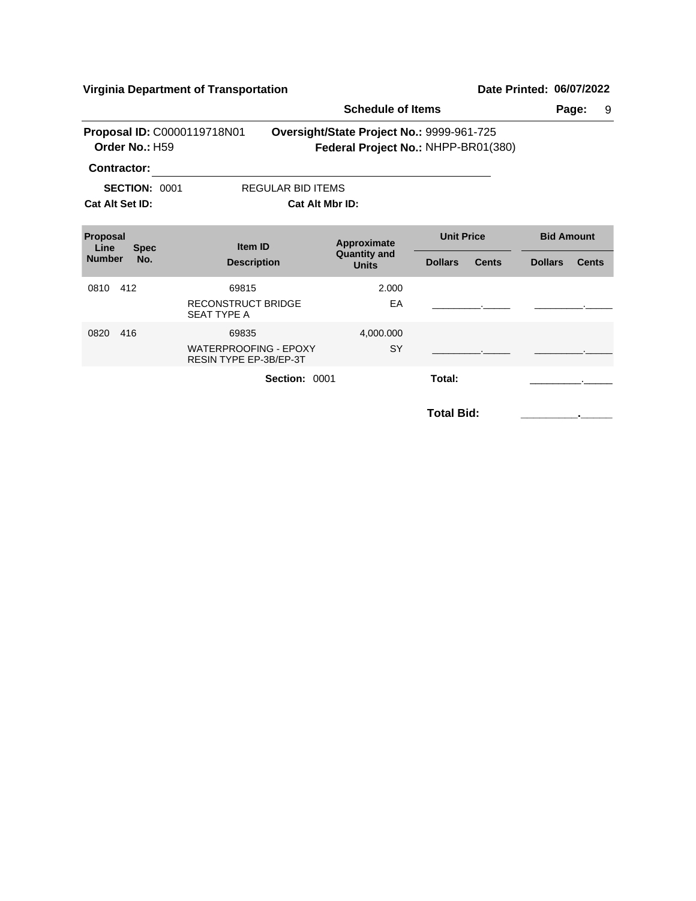**Virginia Department of Transportation** **Date Printed: 06/07/2022**

**Schedule of Items**

**Proposal ID:** C0000119718N01 **Oversight/State Project No.:** 9999-961-725
**Order No.:** H59 **Federal Project No.:** NHPP-BR01(380)

**Contractor:** ______________________________

**SECTION:** 0001 REGULAR BID ITEMS

**Cat Alt Set ID:** **Cat Alt Mbr ID:**

| Proposal Line Number | Spec No. | Item ID / Description | Approximate Quantity and Units | Unit Price | | Bid Amount | |
|---|---|---|---|---|---|---|---|
| | | | | Dollars | Cents | Dollars | Cents |
| 0810 | 412 | 69815 RECONSTRUCT BRIDGE SEAT TYPE A | 2.000 EA | _________ | _____ | _________ | _____ |
| 0820 | 416 | 69835 WATERPROOFING - EPOXY RESIN TYPE EP-3B/EP-3T | 4,000.000 SY | _________ | _____ | _________ | _____ |
| | | **Section:** 0001 | | **Total:** | | _________ | _____ |

**Total Bid:** _________._____